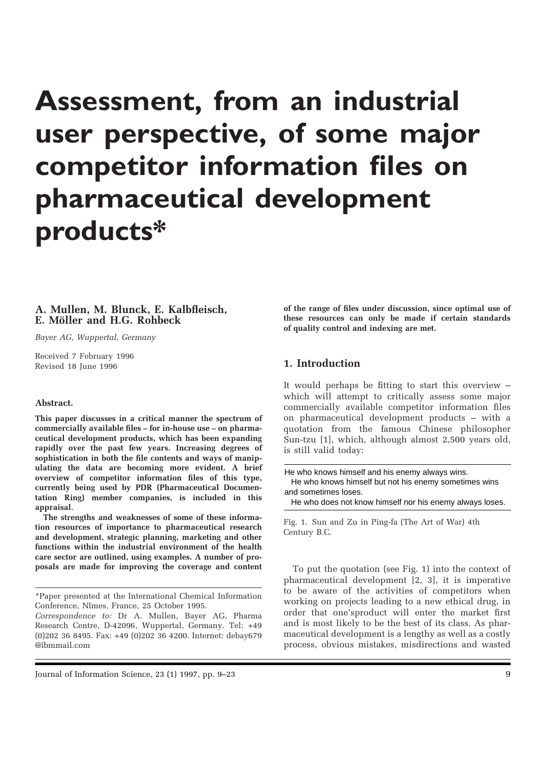# Assessment, from an industrial user perspective, of some major competitor information files on pharmaceutical development products*

**A. Mullen, M. Blunck, E. Kalbfleisch, E. Möller and H.G. Rohbeck**

*Bayer AG, Wuppertal, Germany*

Received 7 February 1996
Revised 18 June 1996

**Abstract.**

**This paper discusses in a critical manner the spectrum of commercially available files – for in-house use – on pharmaceutical development products, which has been expanding rapidly over the past few years. Increasing degrees of sophistication in both the file contents and ways of manipulating the data are becoming more evident. A brief overview of competitor information files of this type, currently being used by PDR (Pharmaceutical Documentation Ring) member companies, is included in this appraisal.**

**The strengths and weaknesses of some of these information resources of importance to pharmaceutical research and development, strategic planning, marketing and other functions within the industrial environment of the health care sector are outlined, using examples. A number of proposals are made for improving the coverage and content of the range of files under discussion, since optimal use of these resources can only be made if certain standards of quality control and indexing are met.**

\*Paper presented at the International Chemical Information Conference, Nîmes, France, 25 October 1995.

*Correspondence to:* Dr A. Mullen, Bayer AG, Pharma Research Centre, D-42096, Wuppertal, Germany. Tel: +49 (0)202 36 8495. Fax: +49 (0)202 36 4200. Internet: debay679 @ibmmail.com

## 1. Introduction

It would perhaps be fitting to start this overview – which will attempt to critically assess some major commercially available competitor information files on pharmaceutical development products – with a quotation from the famous Chinese philosopher Sun-tzu [1], which, although almost 2,500 years old, is still valid today:

He who knows himself and his enemy always wins.
He who knows himself but not his enemy sometimes wins and sometimes loses.
He who does not know himself nor his enemy always loses.

Fig. 1. Sun and Zu in Ping-fa (The Art of War) 4th Century B.C.

To put the quotation (see Fig. 1) into the context of pharmaceutical development [2, 3], it is imperative to be aware of the activities of competitors when working on projects leading to a new ethical drug, in order that one'sproduct will enter the market first and is most likely to be the best of its class. As pharmaceutical development is a lengthy as well as a costly process, obvious mistakes, misdirections and wasted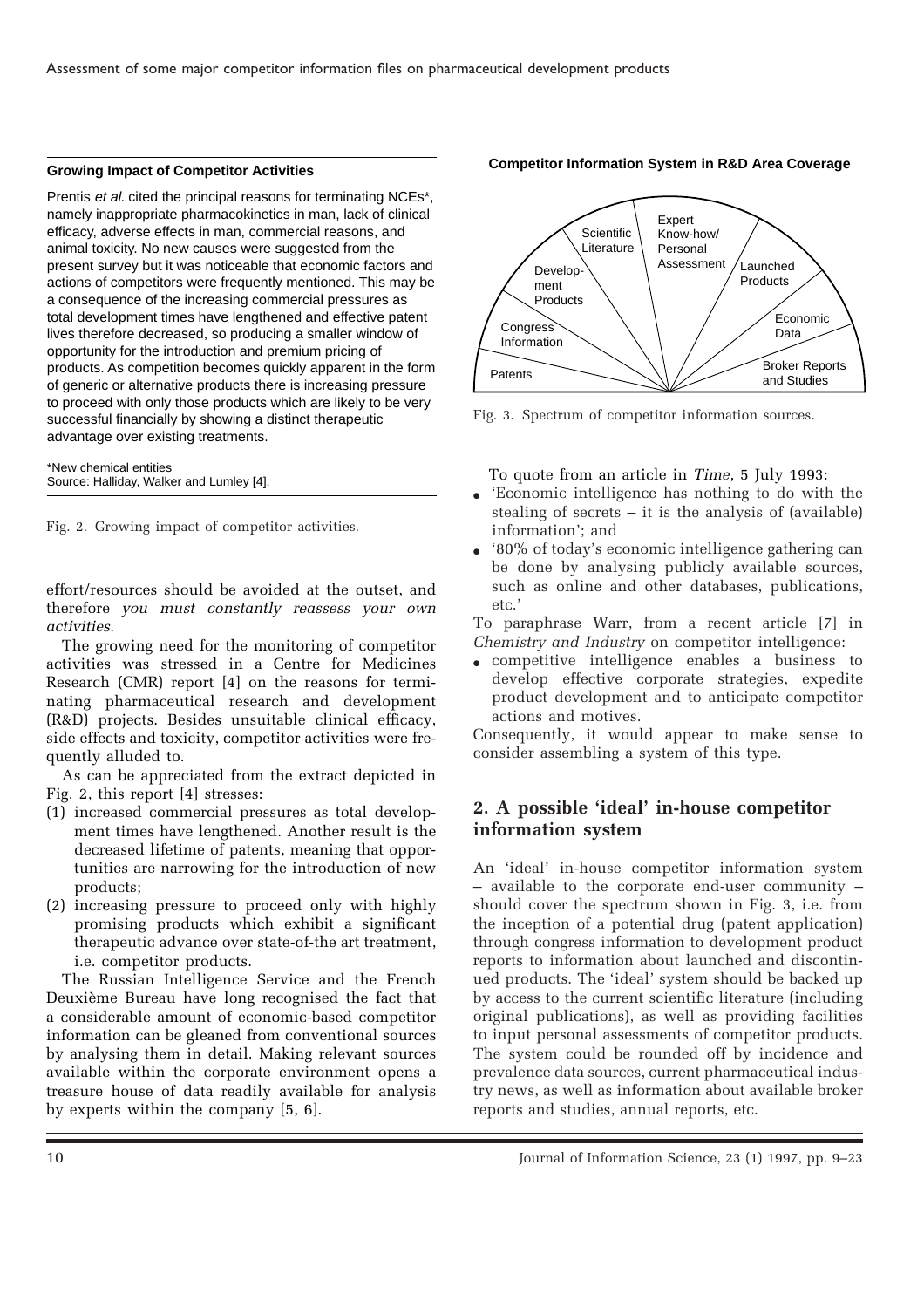**Growing Impact of Competitor Activities**

Prentis *et al.* cited the principal reasons for terminating NCEs*, namely inappropriate pharmacokinetics in man, lack of clinical efficacy, adverse effects in man, commercial reasons, and animal toxicity. No new causes were suggested from the present survey but it was noticeable that economic factors and actions of competitors were frequently mentioned. This may be a consequence of the increasing commercial pressures as total development times have lengthened and effective patent lives therefore decreased, so producing a smaller window of opportunity for the introduction and premium pricing of products. As competition becomes quickly apparent in the form of generic or alternative products there is increasing pressure to proceed with only those products which are likely to be very successful financially by showing a distinct therapeutic advantage over existing treatments.

*New chemical entities
Source: Halliday, Walker and Lumley [4].

Fig. 2. Growing impact of competitor activities.

effort/resources should be avoided at the outset, and therefore *you must constantly reassess your own activities*.

The growing need for the monitoring of competitor activities was stressed in a Centre for Medicines Research (CMR) report [4] on the reasons for terminating pharmaceutical research and development (R&D) projects. Besides unsuitable clinical efficacy, side effects and toxicity, competitor activities were frequently alluded to.

As can be appreciated from the extract depicted in Fig. 2, this report [4] stresses:

(1) increased commercial pressures as total development times have lengthened. Another result is the decreased lifetime of patents, meaning that opportunities are narrowing for the introduction of new products;
(2) increasing pressure to proceed only with highly promising products which exhibit a significant therapeutic advance over state-of-the art treatment, i.e. competitor products.

The Russian Intelligence Service and the French Deuxième Bureau have long recognised the fact that a considerable amount of economic-based competitor information can be gleaned from conventional sources by analysing them in detail. Making relevant sources available within the corporate environment opens a treasure house of data readily available for analysis by experts within the company [5, 6].

**Competitor Information System in R&D Area Coverage**

Patents | Congress Information | Development Products | Scientific Literature | Expert Know-how/ Personal Assessment | Launched Products | Economic Data | Broker Reports and Studies

Fig. 3. Spectrum of competitor information sources.

To quote from an article in *Time*, 5 July 1993:

- 'Economic intelligence has nothing to do with the stealing of secrets – it is the analysis of (available) information'; and
- '80% of today's economic intelligence gathering can be done by analysing publicly available sources, such as online and other databases, publications, etc.'

To paraphrase Warr, from a recent article [7] in *Chemistry and Industry* on competitor intelligence:

- competitive intelligence enables a business to develop effective corporate strategies, expedite product development and to anticipate competitor actions and motives.

Consequently, it would appear to make sense to consider assembling a system of this type.

## 2. A possible 'ideal' in-house competitor information system

An 'ideal' in-house competitor information system – available to the corporate end-user community – should cover the spectrum shown in Fig. 3, i.e. from the inception of a potential drug (patent application) through congress information to development product reports to information about launched and discontinued products. The 'ideal' system should be backed up by access to the current scientific literature (including original publications), as well as providing facilities to input personal assessments of competitor products. The system could be rounded off by incidence and prevalence data sources, current pharmaceutical industry news, as well as information about available broker reports and studies, annual reports, etc.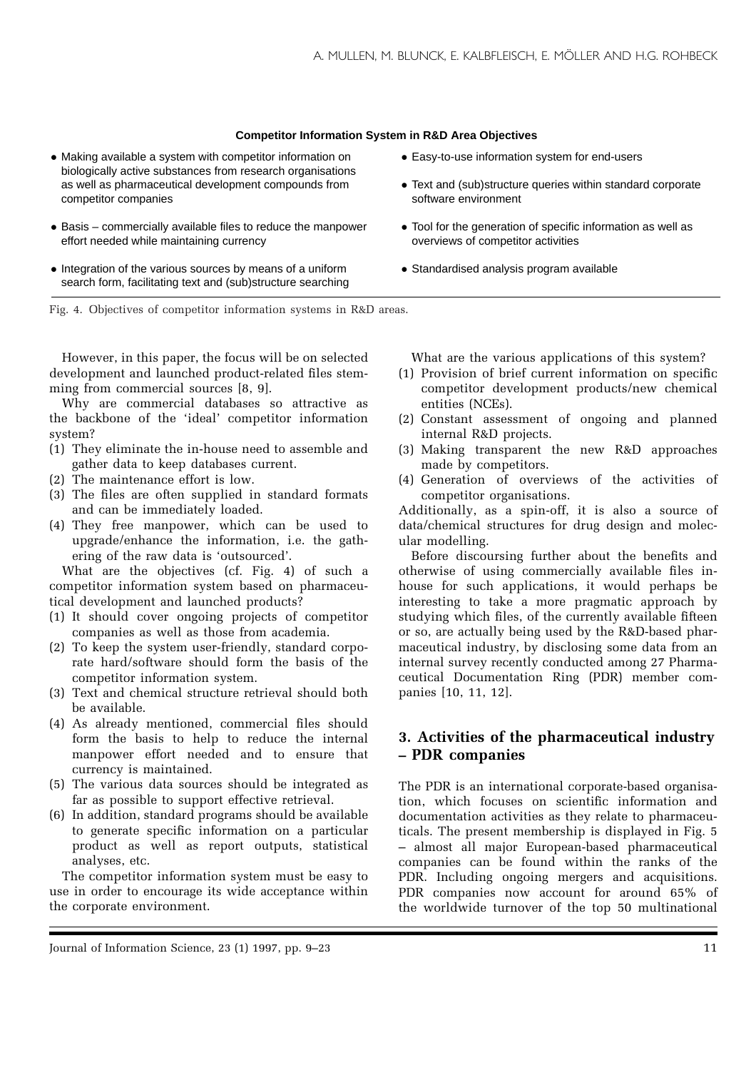**Competitor Information System in R&D Area Objectives**

- Making available a system with competitor information on biologically active substances from research organisations as well as pharmaceutical development compounds from competitor companies
- Basis – commercially available files to reduce the manpower effort needed while maintaining currency
- Integration of the various sources by means of a uniform search form, facilitating text and (sub)structure searching
- Easy-to-use information system for end-users
- Text and (sub)structure queries within standard corporate software environment
- Tool for the generation of specific information as well as overviews of competitor activities
- Standardised analysis program available

Fig. 4. Objectives of competitor information systems in R&D areas.

However, in this paper, the focus will be on selected development and launched product-related files stemming from commercial sources [8, 9].

Why are commercial databases so attractive as the backbone of the 'ideal' competitor information system?

(1) They eliminate the in-house need to assemble and gather data to keep databases current.
(2) The maintenance effort is low.
(3) The files are often supplied in standard formats and can be immediately loaded.
(4) They free manpower, which can be used to upgrade/enhance the information, i.e. the gathering of the raw data is 'outsourced'.

What are the objectives (cf. Fig. 4) of such a competitor information system based on pharmaceutical development and launched products?

(1) It should cover ongoing projects of competitor companies as well as those from academia.
(2) To keep the system user-friendly, standard corporate hard/software should form the basis of the competitor information system.
(3) Text and chemical structure retrieval should both be available.
(4) As already mentioned, commercial files should form the basis to help to reduce the internal manpower effort needed and to ensure that currency is maintained.
(5) The various data sources should be integrated as far as possible to support effective retrieval.
(6) In addition, standard programs should be available to generate specific information on a particular product as well as report outputs, statistical analyses, etc.

The competitor information system must be easy to use in order to encourage its wide acceptance within the corporate environment.

What are the various applications of this system?

(1) Provision of brief current information on specific competitor development products/new chemical entities (NCEs).
(2) Constant assessment of ongoing and planned internal R&D projects.
(3) Making transparent the new R&D approaches made by competitors.
(4) Generation of overviews of the activities of competitor organisations.

Additionally, as a spin-off, it is also a source of data/chemical structures for drug design and molecular modelling.

Before discoursing further about the benefits and otherwise of using commercially available files in-house for such applications, it would perhaps be interesting to take a more pragmatic approach by studying which files, of the currently available fifteen or so, are actually being used by the R&D-based pharmaceutical industry, by disclosing some data from an internal survey recently conducted among 27 Pharmaceutical Documentation Ring (PDR) member companies [10, 11, 12].

## 3. Activities of the pharmaceutical industry – PDR companies

The PDR is an international corporate-based organisation, which focuses on scientific information and documentation activities as they relate to pharmaceuticals. The present membership is displayed in Fig. 5 – almost all major European-based pharmaceutical companies can be found within the ranks of the PDR. Including ongoing mergers and acquisitions. PDR companies now account for around 65% of the worldwide turnover of the top 50 multinational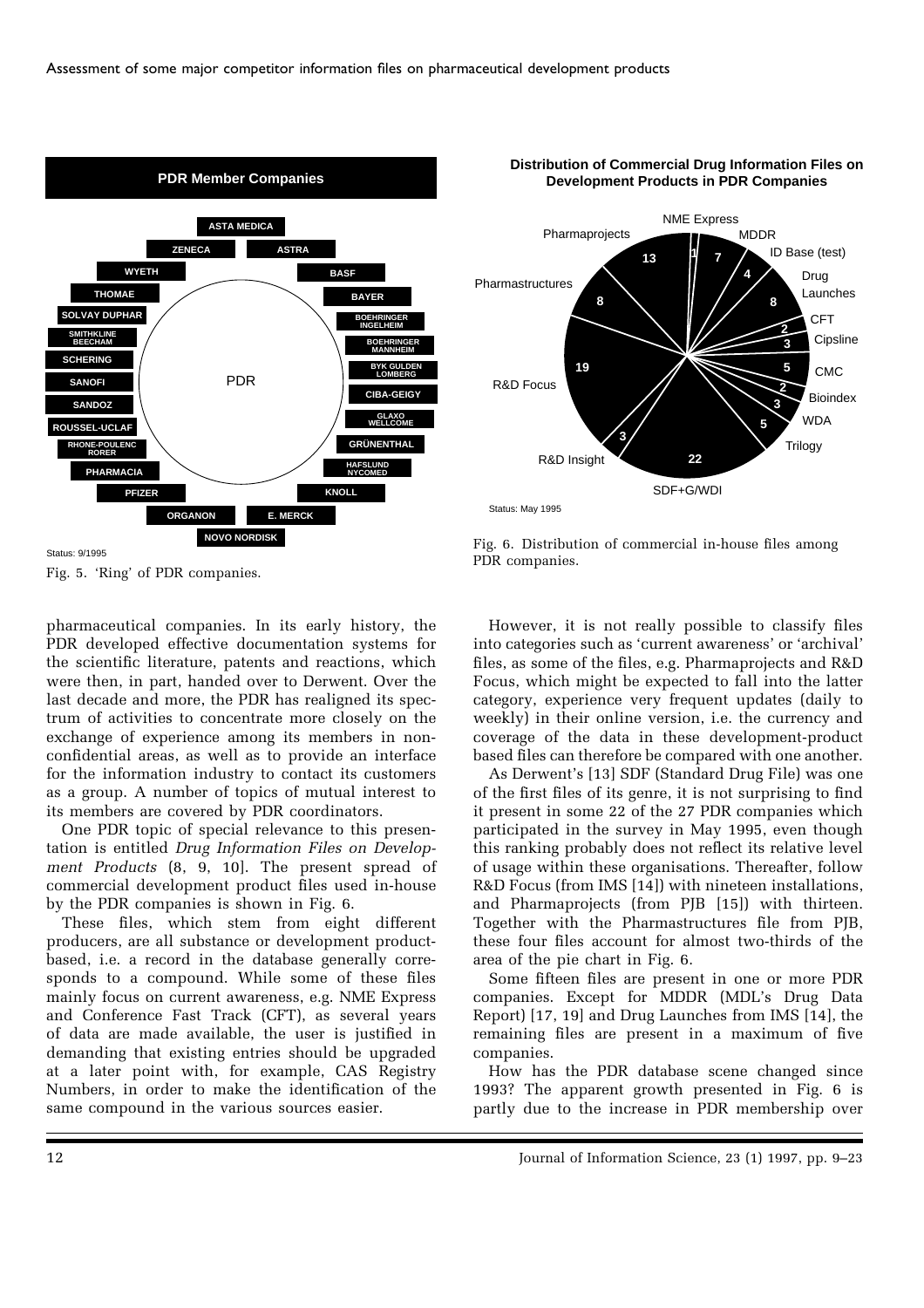PDR Member Companies

ASTA MEDICA, ZENECA, ASTRA, WYETH, BASF, THOMAE, BAYER, SOLVAY DUPHAR, BOEHRINGER INGELHEIM, SMITHKLINE BEECHAM, BOEHRINGER MANNHEIM, SCHERING, BYK GULDEN LOMBERG, SANOFI, PDR, CIBA-GEIGY, SANDOZ, GLAXO WELLCOME, ROUSSEL-UCLAF, GRÜNENTHAL, RHONE-POULENC RORER, HAFSLUND NYCOMED, PHARMACIA, PFIZER, KNOLL, ORGANON, E. MERCK, NOVO NORDISK

Status: 9/1995

Fig. 5. 'Ring' of PDR companies.

**Distribution of Commercial Drug Information Files on Development Products in PDR Companies**

| File | Number |
|---|---|
| NME Express | 1 |
| MDDR | 7 |
| ID Base (test) | 4 |
| Drug Launches | 8 |
| CFT | 2 |
| Cipsline | 3 |
| CMC | 5 |
| Bioindex | 2 |
| WDA | 3 |
| Trilogy | 5 |
| SDF+G/WDI | 22 |
| R&D Insight | 3 |
| R&D Focus | 19 |
| Pharmastructures | 8 |
| Pharmaprojects | 13 |

Status: May 1995

Fig. 6. Distribution of commercial in-house files among PDR companies.

pharmaceutical companies. In its early history, the PDR developed effective documentation systems for the scientific literature, patents and reactions, which were then, in part, handed over to Derwent. Over the last decade and more, the PDR has realigned its spectrum of activities to concentrate more closely on the exchange of experience among its members in non-confidential areas, as well as to provide an interface for the information industry to contact its customers as a group. A number of topics of mutual interest to its members are covered by PDR coordinators.

One PDR topic of special relevance to this presentation is entitled *Drug Information Files on Development Products* [8, 9, 10]. The present spread of commercial development product files used in-house by the PDR companies is shown in Fig. 6.

These files, which stem from eight different producers, are all substance or development product-based, i.e. a record in the database generally corresponds to a compound. While some of these files mainly focus on current awareness, e.g. NME Express and Conference Fast Track (CFT), as several years of data are made available, the user is justified in demanding that existing entries should be upgraded at a later point with, for example, CAS Registry Numbers, in order to make the identification of the same compound in the various sources easier.

However, it is not really possible to classify files into categories such as 'current awareness' or 'archival' files, as some of the files, e.g. Pharmaprojects and R&D Focus, which might be expected to fall into the latter category, experience very frequent updates (daily to weekly) in their online version, i.e. the currency and coverage of the data in these development-product based files can therefore be compared with one another.

As Derwent's [13] SDF (Standard Drug File) was one of the first files of its genre, it is not surprising to find it present in some 22 of the 27 PDR companies which participated in the survey in May 1995, even though this ranking probably does not reflect its relative level of usage within these organisations. Thereafter, follow R&D Focus (from IMS [14]) with nineteen installations, and Pharmaprojects (from PJB [15]) with thirteen. Together with the Pharmastructures file from PJB, these four files account for almost two-thirds of the area of the pie chart in Fig. 6.

Some fifteen files are present in one or more PDR companies. Except for MDDR (MDL's Drug Data Report) [17, 19] and Drug Launches from IMS [14], the remaining files are present in a maximum of five companies.

How has the PDR database scene changed since 1993? The apparent growth presented in Fig. 6 is partly due to the increase in PDR membership over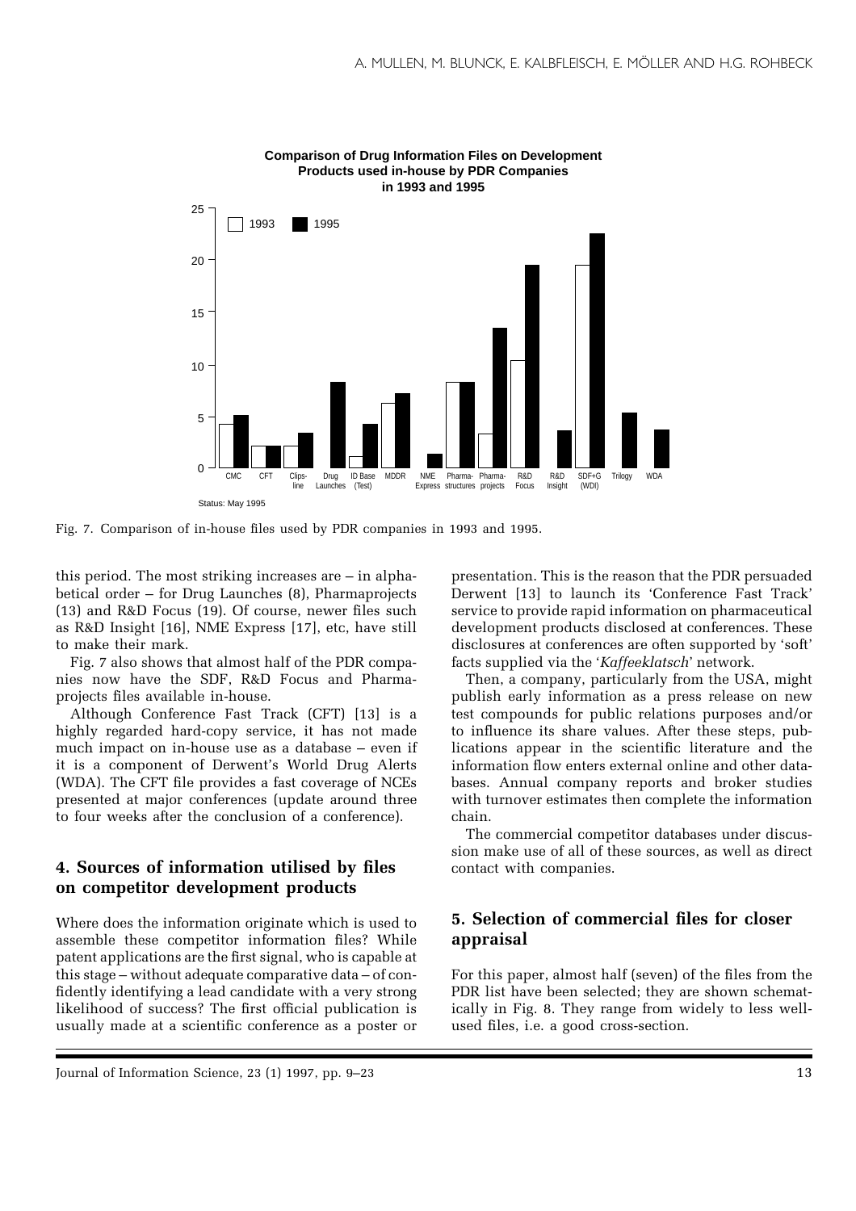**Comparison of Drug Information Files on Development Products used in-house by PDR Companies in 1993 and 1995**

Status: May 1995

Fig. 7. Comparison of in-house files used by PDR companies in 1993 and 1995.

this period. The most striking increases are – in alphabetical order – for Drug Launches (8), Pharmaprojects (13) and R&D Focus (19). Of course, newer files such as R&D Insight [16], NME Express [17], etc, have still to make their mark.

Fig. 7 also shows that almost half of the PDR companies now have the SDF, R&D Focus and Pharmaprojects files available in-house.

Although Conference Fast Track (CFT) [13] is a highly regarded hard-copy service, it has not made much impact on in-house use as a database – even if it is a component of Derwent's World Drug Alerts (WDA). The CFT file provides a fast coverage of NCEs presented at major conferences (update around three to four weeks after the conclusion of a conference).

## 4. Sources of information utilised by files on competitor development products

Where does the information originate which is used to assemble these competitor information files? While patent applications are the first signal, who is capable at this stage – without adequate comparative data – of confidently identifying a lead candidate with a very strong likelihood of success? The first official publication is usually made at a scientific conference as a poster or presentation. This is the reason that the PDR persuaded Derwent [13] to launch its 'Conference Fast Track' service to provide rapid information on pharmaceutical development products disclosed at conferences. These disclosures at conferences are often supported by 'soft' facts supplied via the '*Kaffeeklatsch*' network.

Then, a company, particularly from the USA, might publish early information as a press release on new test compounds for public relations purposes and/or to influence its share values. After these steps, publications appear in the scientific literature and the information flow enters external online and other databases. Annual company reports and broker studies with turnover estimates then complete the information chain.

The commercial competitor databases under discussion make use of all of these sources, as well as direct contact with companies.

## 5. Selection of commercial files for closer appraisal

For this paper, almost half (seven) of the files from the PDR list have been selected; they are shown schematically in Fig. 8. They range from widely to less well-used files, i.e. a good cross-section.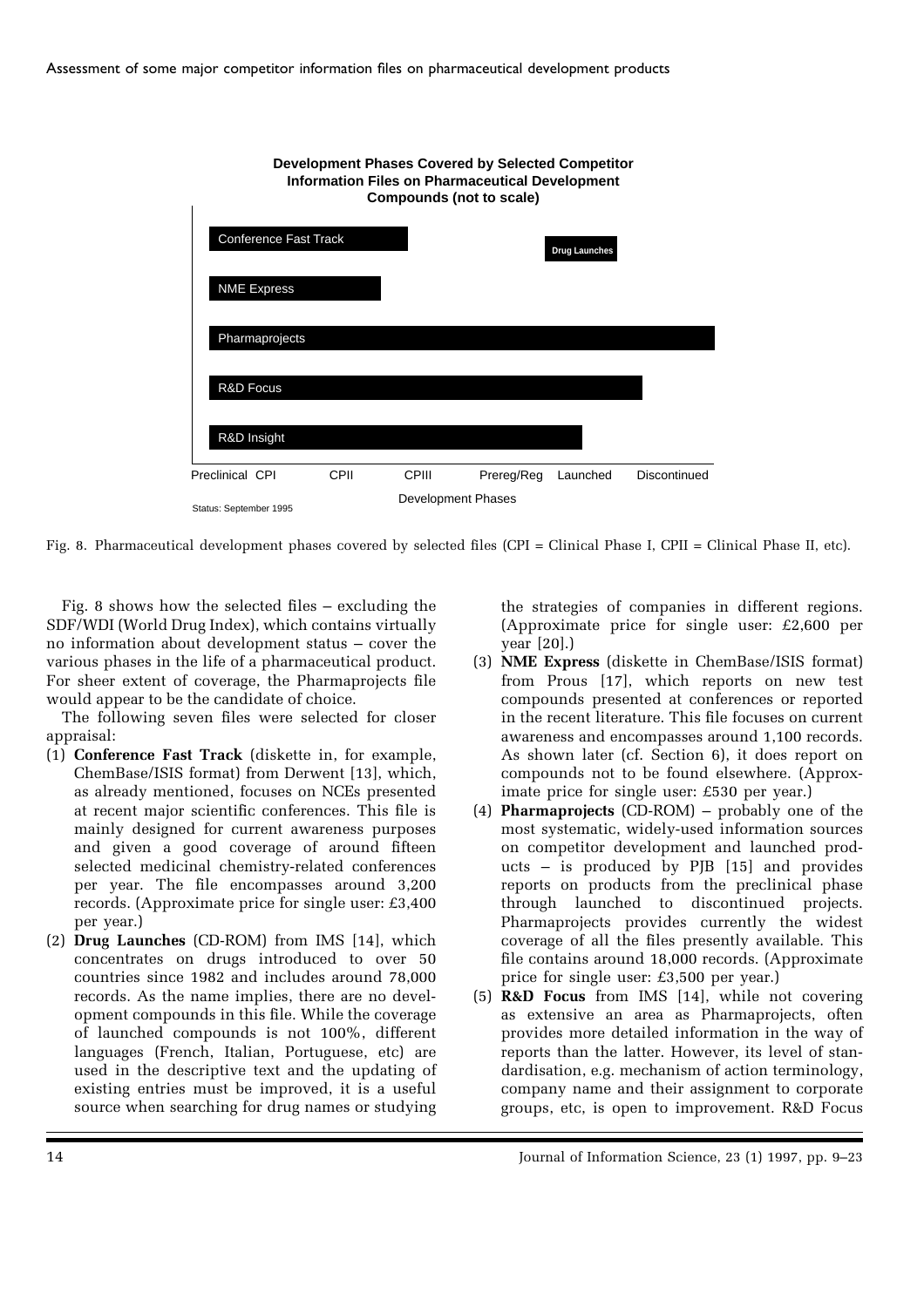**Development Phases Covered by Selected Competitor Information Files on Pharmaceutical Development Compounds (not to scale)**

Fig. 8. Pharmaceutical development phases covered by selected files (CPI = Clinical Phase I, CPII = Clinical Phase II, etc).

Fig. 8 shows how the selected files – excluding the SDF/WDI (World Drug Index), which contains virtually no information about development status – cover the various phases in the life of a pharmaceutical product. For sheer extent of coverage, the Pharmaprojects file would appear to be the candidate of choice.

The following seven files were selected for closer appraisal:

(1) **Conference Fast Track** (diskette in, for example, ChemBase/ISIS format) from Derwent [13], which, as already mentioned, focuses on NCEs presented at recent major scientific conferences. This file is mainly designed for current awareness purposes and given a good coverage of around fifteen selected medicinal chemistry-related conferences per year. The file encompasses around 3,200 records. (Approximate price for single user: £3,400 per year.)

(2) **Drug Launches** (CD-ROM) from IMS [14], which concentrates on drugs introduced to over 50 countries since 1982 and includes around 78,000 records. As the name implies, there are no development compounds in this file. While the coverage of launched compounds is not 100%, different languages (French, Italian, Portuguese, etc) are used in the descriptive text and the updating of existing entries must be improved, it is a useful source when searching for drug names or studying the strategies of companies in different regions. (Approximate price for single user: £2,600 per year [20].)

(3) **NME Express** (diskette in ChemBase/ISIS format) from Prous [17], which reports on new test compounds presented at conferences or reported in the recent literature. This file focuses on current awareness and encompasses around 1,100 records. As shown later (cf. Section 6), it does report on compounds not to be found elsewhere. (Approximate price for single user: £530 per year.)

(4) **Pharmaprojects** (CD-ROM) – probably one of the most systematic, widely-used information sources on competitor development and launched products – is produced by PJB [15] and provides reports on products from the preclinical phase through launched to discontinued projects. Pharmaprojects provides currently the widest coverage of all the files presently available. This file contains around 18,000 records. (Approximate price for single user: £3,500 per year.)

(5) **R&D Focus** from IMS [14], while not covering as extensive an area as Pharmaprojects, often provides more detailed information in the way of reports than the latter. However, its level of standardisation, e.g. mechanism of action terminology, company name and their assignment to corporate groups, etc, is open to improvement. R&D Focus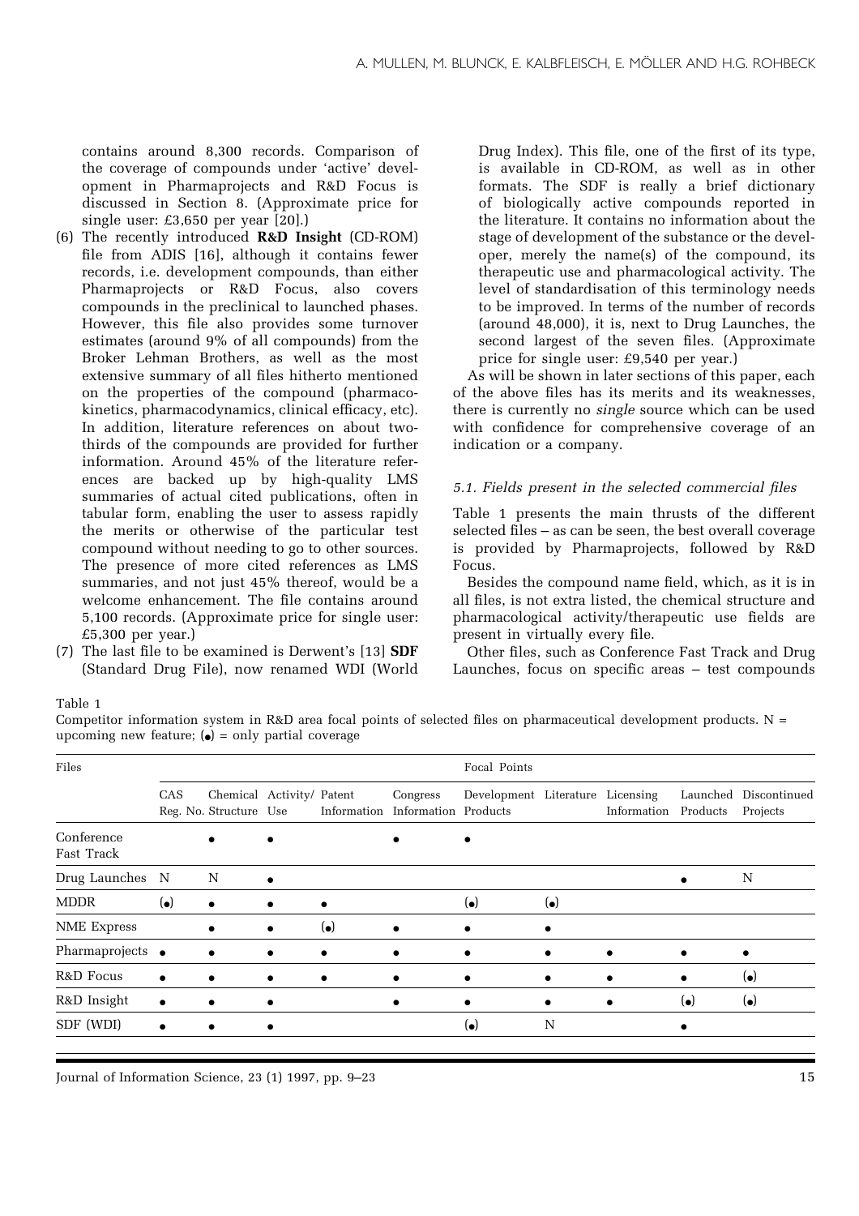contains around 8,300 records. Comparison of the coverage of compounds under 'active' development in Pharmaprojects and R&D Focus is discussed in Section 8. (Approximate price for single user: £3,650 per year [20].)

(6) The recently introduced **R&D Insight** (CD-ROM) file from ADIS [16], although it contains fewer records, i.e. development compounds, than either Pharmaprojects or R&D Focus, also covers compounds in the preclinical to launched phases. However, this file also provides some turnover estimates (around 9% of all compounds) from the Broker Lehman Brothers, as well as the most extensive summary of all files hitherto mentioned on the properties of the compound (pharmacokinetics, pharmacodynamics, clinical efficacy, etc). In addition, literature references on about two-thirds of the compounds are provided for further information. Around 45% of the literature references are backed up by high-quality LMS summaries of actual cited publications, often in tabular form, enabling the user to assess rapidly the merits or otherwise of the particular test compound without needing to go to other sources. The presence of more cited references as LMS summaries, and not just 45% thereof, would be a welcome enhancement. The file contains around 5,100 records. (Approximate price for single user: £5,300 per year.)

(7) The last file to be examined is Derwent's [13] **SDF** (Standard Drug File), now renamed WDI (World Drug Index). This file, one of the first of its type, is available in CD-ROM, as well as in other formats. The SDF is really a brief dictionary of biologically active compounds reported in the literature. It contains no information about the stage of development of the substance or the developer, merely the name(s) of the compound, its therapeutic use and pharmacological activity. The level of standardisation of this terminology needs to be improved. In terms of the number of records (around 48,000), it is, next to Drug Launches, the second largest of the seven files. (Approximate price for single user: £9,540 per year.)

As will be shown in later sections of this paper, each of the above files has its merits and its weaknesses, there is currently no *single* source which can be used with confidence for comprehensive coverage of an indication or a company.

### 5.1. Fields present in the selected commercial files

Table 1 presents the main thrusts of the different selected files – as can be seen, the best overall coverage is provided by Pharmaprojects, followed by R&D Focus.

Besides the compound name field, which, as it is in all files, is not extra listed, the chemical structure and pharmacological activity/therapeutic use fields are present in virtually every file.

Other files, such as Conference Fast Track and Drug Launches, focus on specific areas – test compounds

Table 1

Competitor information system in R&D area focal points of selected files on pharmaceutical development products. N = upcoming new feature; (•) = only partial coverage

| Files | Focal Points | | | | | | | | | |
|---|---|---|---|---|---|---|---|---|---|---|
| | CAS Reg. No. | Chemical Structure | Activity/ Use | Patent Information | Congress Information | Development Products | Literature | Licensing Information | Launched Products | Discontinued Projects |
| Conference Fast Track | | • | • | | • | • | | | | |
| Drug Launches | N | N | • | | | | | | • | N |
| MDDR | (•) | • | • | • | | (•) | (•) | | | |
| NME Express | | • | • | (•) | • | • | • | | | |
| Pharmaprojects | • | • | • | • | • | • | • | • | • | • |
| R&D Focus | • | • | • | • | • | • | • | • | • | (•) |
| R&D Insight | • | • | • | | • | • | • | • | (•) | (•) |
| SDF (WDI) | • | • | • | | | (•) | N | | • | |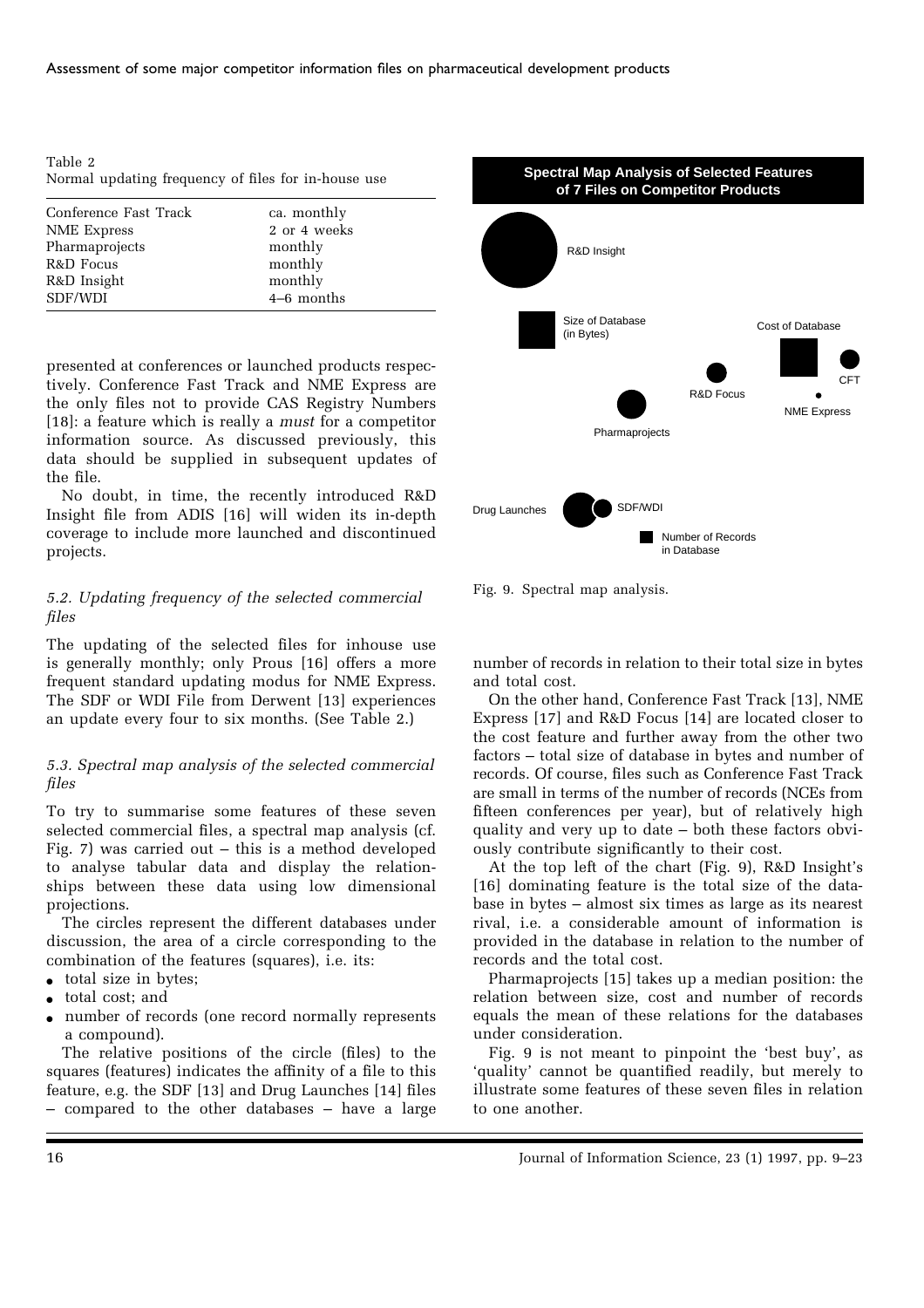Table 2
Normal updating frequency of files for in-house use

| | |
|---|---|
| Conference Fast Track | ca. monthly |
| NME Express | 2 or 4 weeks |
| Pharmaprojects | monthly |
| R&D Focus | monthly |
| R&D Insight | monthly |
| SDF/WDI | 4–6 months |

presented at conferences or launched products respectively. Conference Fast Track and NME Express are the only files not to provide CAS Registry Numbers [18]: a feature which is really a *must* for a competitor information source. As discussed previously, this data should be supplied in subsequent updates of the file.

No doubt, in time, the recently introduced R&D Insight file from ADIS [16] will widen its in-depth coverage to include more launched and discontinued projects.

### *5.2. Updating frequency of the selected commercial files*

The updating of the selected files for inhouse use is generally monthly; only Prous [16] offers a more frequent standard updating modus for NME Express. The SDF or WDI File from Derwent [13] experiences an update every four to six months. (See Table 2.)

### *5.3. Spectral map analysis of the selected commercial files*

To try to summarise some features of these seven selected commercial files, a spectral map analysis (cf. Fig. 7) was carried out – this is a method developed to analyse tabular data and display the relationships between these data using low dimensional projections.

The circles represent the different databases under discussion, the area of a circle corresponding to the combination of the features (squares), i.e. its:

- total size in bytes;
- total cost; and
- number of records (one record normally represents a compound).

The relative positions of the circle (files) to the squares (features) indicates the affinity of a file to this feature, e.g. the SDF [13] and Drug Launches [14] files – compared to the other databases – have a large number of records in relation to their total size in bytes and total cost.

**Spectral Map Analysis of Selected Features of 7 Files on Competitor Products**

Fig. 9. Spectral map analysis.

On the other hand, Conference Fast Track [13], NME Express [17] and R&D Focus [14] are located closer to the cost feature and further away from the other two factors – total size of database in bytes and number of records. Of course, files such as Conference Fast Track are small in terms of the number of records (NCEs from fifteen conferences per year), but of relatively high quality and very up to date – both these factors obviously contribute significantly to their cost.

At the top left of the chart (Fig. 9), R&D Insight's [16] dominating feature is the total size of the database in bytes – almost six times as large as its nearest rival, i.e. a considerable amount of information is provided in the database in relation to the number of records and the total cost.

Pharmaprojects [15] takes up a median position: the relation between size, cost and number of records equals the mean of these relations for the databases under consideration.

Fig. 9 is not meant to pinpoint the 'best buy', as 'quality' cannot be quantified readily, but merely to illustrate some features of these seven files in relation to one another.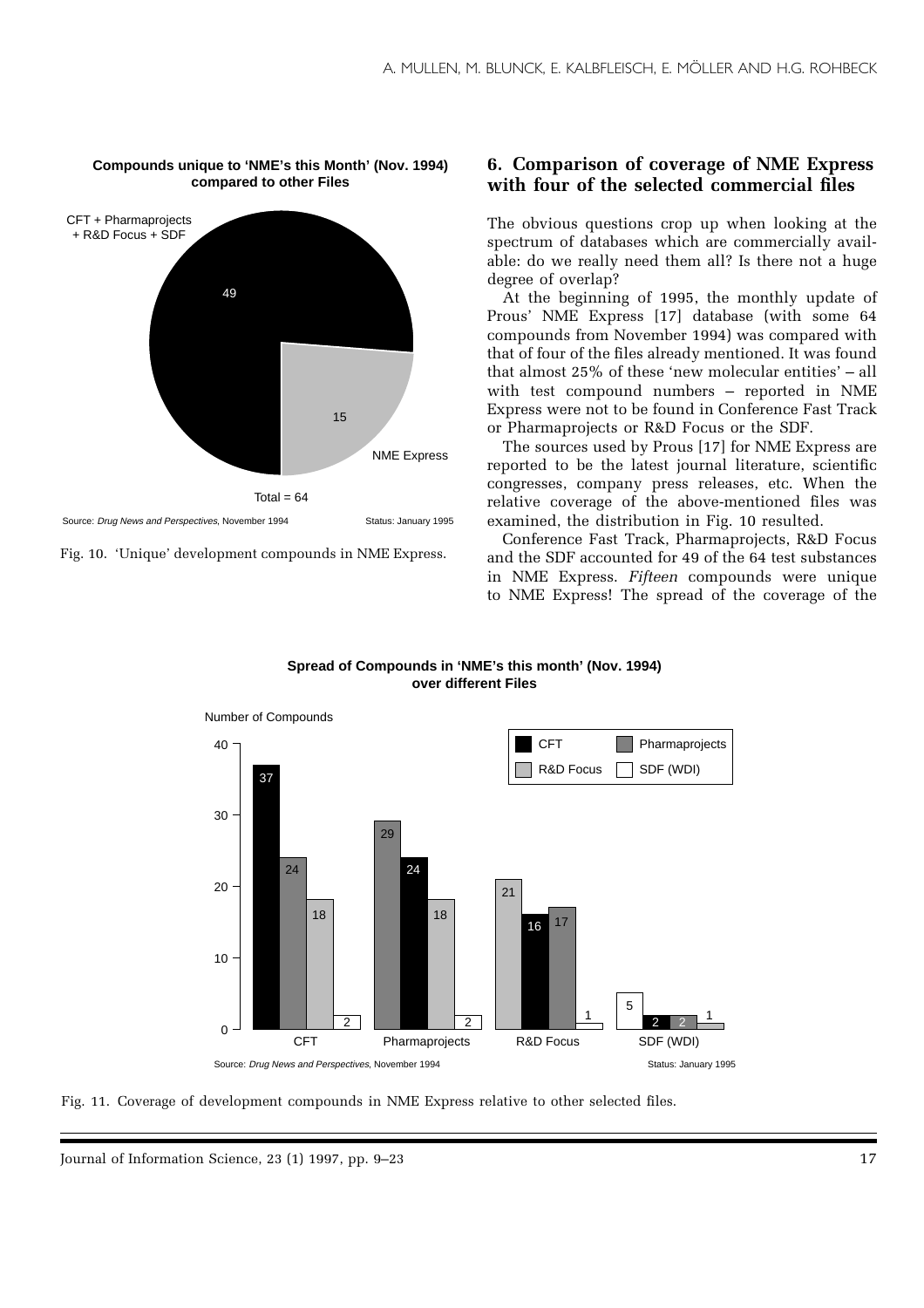**Compounds unique to 'NME's this Month' (Nov. 1994) compared to other Files**

CFT + Pharmaprojects + R&D Focus + SDF

49

15

NME Express

Total = 64

Source: *Drug News and Perspectives*, November 1994 Status: January 1995

Fig. 10. 'Unique' development compounds in NME Express.

## 6. Comparison of coverage of NME Express with four of the selected commercial files

The obvious questions crop up when looking at the spectrum of databases which are commercially available: do we really need them all? Is there not a huge degree of overlap?

At the beginning of 1995, the monthly update of Prous' NME Express [17] database (with some 64 compounds from November 1994) was compared with that of four of the files already mentioned. It was found that almost 25% of these 'new molecular entities' – all with test compound numbers – reported in NME Express were not to be found in Conference Fast Track or Pharmaprojects or R&D Focus or the SDF.

The sources used by Prous [17] for NME Express are reported to be the latest journal literature, scientific congresses, company press releases, etc. When the relative coverage of the above-mentioned files was examined, the distribution in Fig. 10 resulted.

Conference Fast Track, Pharmaprojects, R&D Focus and the SDF accounted for 49 of the 64 test substances in NME Express. *Fifteen* compounds were unique to NME Express! The spread of the coverage of the

**Spread of Compounds in 'NME's this month' (Nov. 1994) over different Files**

Number of Compounds

| | CFT | Pharmaprojects | R&D Focus | SDF (WDI) |
|---|---|---|---|---|
| CFT | 37 | 24 | 18 | 2 |
| Pharmaprojects | 24 | 29 | 18 | 2 |
| R&D Focus | 16 | 17 | 21 | 1 |
| SDF (WDI) | 2 | 2 | 1 | 5 |

Source: *Drug News and Perspectives*, November 1994 Status: January 1995

Fig. 11. Coverage of development compounds in NME Express relative to other selected files.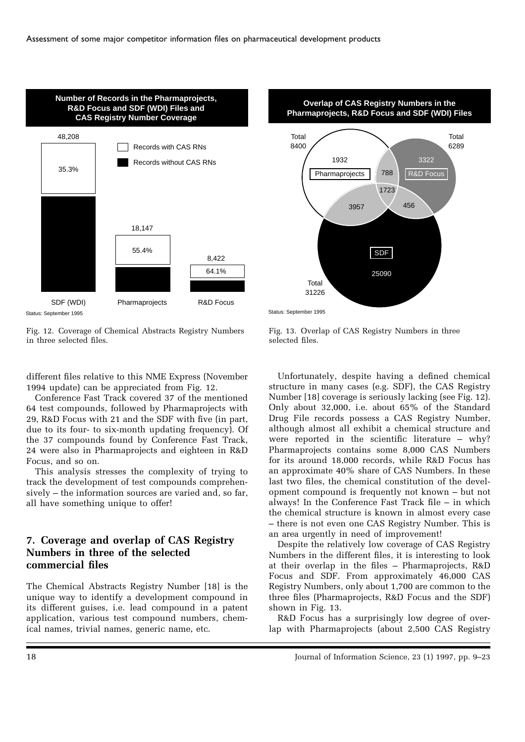Number of Records in the Pharmaprojects, R&D Focus and SDF (WDI) Files and CAS Registry Number Coverage

| | SDF (WDI) | Pharmaprojects | R&D Focus |
|---|---|---|---|
| Total records | 48,208 | 18,147 | 8,422 |
| Records with CAS RNs | 35.3% | 55.4% | 64.1% |

Status: September 1995

Fig. 12. Coverage of Chemical Abstracts Registry Numbers in three selected files.

Overlap of CAS Registry Numbers in the Pharmaprojects, R&D Focus and SDF (WDI) Files

| Segment | Number |
|---|---|
| Pharmaprojects only | 1932 |
| R&D Focus only | 3322 |
| SDF only | 25090 |
| Pharmaprojects and R&D Focus | 788 |
| Pharmaprojects and SDF | 3957 |
| R&D Focus and SDF | 456 |
| All three files | 1723 |
| Total Pharmaprojects | 8400 |
| Total R&D Focus | 6289 |
| Total SDF | 31226 |

Status: September 1995

Fig. 13. Overlap of CAS Registry Numbers in three selected files.

different files relative to this NME Express (November 1994 update) can be appreciated from Fig. 12.

Conference Fast Track covered 37 of the mentioned 64 test compounds, followed by Pharmaprojects with 29, R&D Focus with 21 and the SDF with five (in part, due to its four- to six-month updating frequency). Of the 37 compounds found by Conference Fast Track, 24 were also in Pharmaprojects and eighteen in R&D Focus, and so on.

This analysis stresses the complexity of trying to track the development of test compounds comprehensively – the information sources are varied and, so far, all have something unique to offer!

## 7. Coverage and overlap of CAS Registry Numbers in three of the selected commercial files

The Chemical Abstracts Registry Number [18] is the unique way to identify a development compound in its different guises, i.e. lead compound in a patent application, various test compound numbers, chemical names, trivial names, generic name, etc.

Unfortunately, despite having a defined chemical structure in many cases (e.g. SDF), the CAS Registry Number [18] coverage is seriously lacking (see Fig. 12). Only about 32,000, i.e. about 65% of the Standard Drug File records possess a CAS Registry Number, although almost all exhibit a chemical structure and were reported in the scientific literature – why? Pharmaprojects contains some 8,000 CAS Numbers for its around 18,000 records, while R&D Focus has an approximate 40% share of CAS Numbers. In these last two files, the chemical constitution of the development compound is frequently not known – but not always! In the Conference Fast Track file – in which the chemical structure is known in almost every case – there is not even one CAS Registry Number. This is an area urgently in need of improvement!

Despite the relatively low coverage of CAS Registry Numbers in the different files, it is interesting to look at their overlap in the files – Pharmaprojects, R&D Focus and SDF. From approximately 46,000 CAS Registry Numbers, only about 1,700 are common to the three files (Pharmaprojects, R&D Focus and the SDF) shown in Fig. 13.

R&D Focus has a surprisingly low degree of overlap with Pharmaprojects (about 2,500 CAS Registry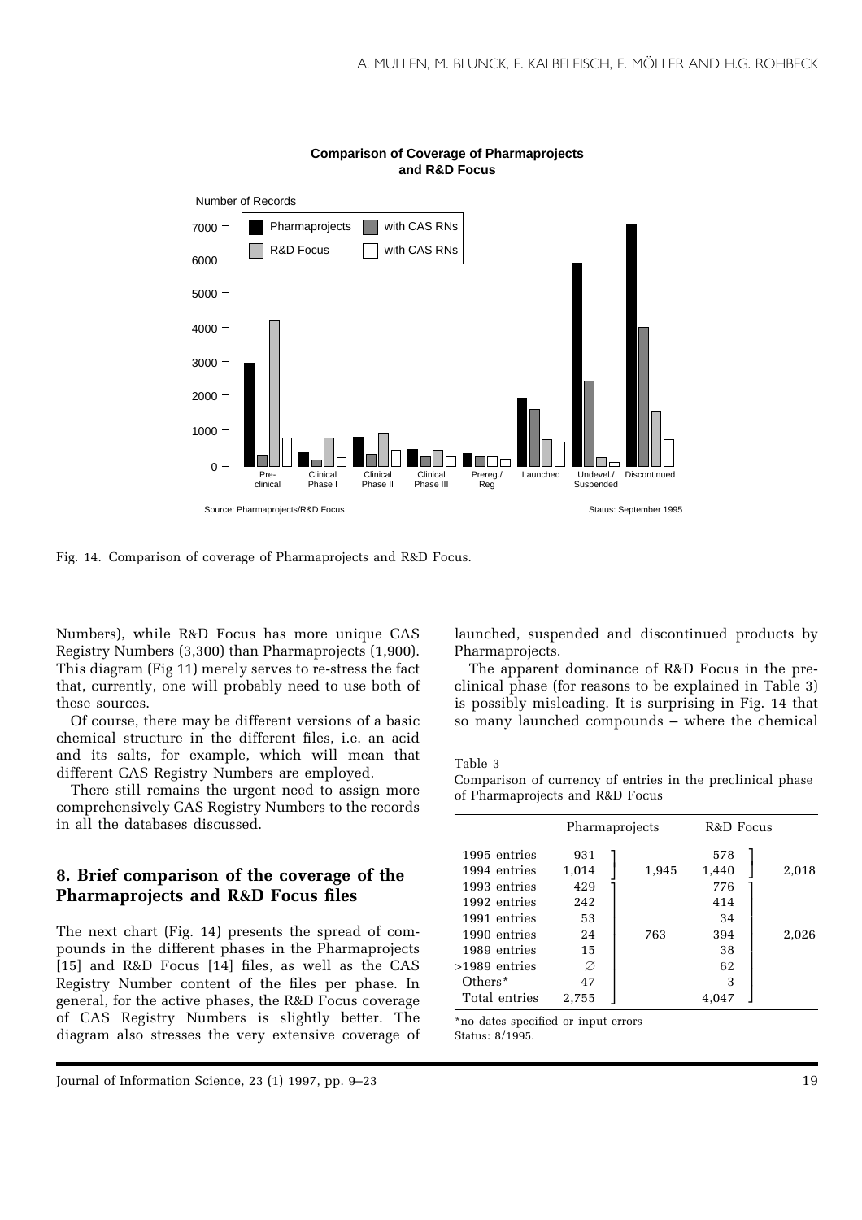Fig. 14. Comparison of coverage of Pharmaprojects and R&D Focus.

Numbers), while R&D Focus has more unique CAS Registry Numbers (3,300) than Pharmaprojects (1,900). This diagram (Fig 11) merely serves to re-stress the fact that, currently, one will probably need to use both of these sources.

Of course, there may be different versions of a basic chemical structure in the different files, i.e. an acid and its salts, for example, which will mean that different CAS Registry Numbers are employed.

There still remains the urgent need to assign more comprehensively CAS Registry Numbers to the records in all the databases discussed.

## 8. Brief comparison of the coverage of the Pharmaprojects and R&D Focus files

The next chart (Fig. 14) presents the spread of compounds in the different phases in the Pharmaprojects [15] and R&D Focus [14] files, as well as the CAS Registry Number content of the files per phase. In general, for the active phases, the R&D Focus coverage of CAS Registry Numbers is slightly better. The diagram also stresses the very extensive coverage of launched, suspended and discontinued products by Pharmaprojects.

The apparent dominance of R&D Focus in the preclinical phase (for reasons to be explained in Table 3) is possibly misleading. It is surprising in Fig. 14 that so many launched compounds – where the chemical

Table 3
Comparison of currency of entries in the preclinical phase of Pharmaprojects and R&D Focus

| | Pharmaprojects | | R&D Focus | |
|---|---|---|---|---|
| 1995 entries | 931 | 1,945 | 578 | 2,018 |
| 1994 entries | 1,014 | | 1,440 | |
| 1993 entries | 429 | 763 | 776 | 2,026 |
| 1992 entries | 242 | | 414 | |
| 1991 entries | 53 | | 34 | |
| 1990 entries | 24 | | 394 | |
| 1989 entries | 15 | | 38 | |
| >1989 entries | ∅ | | 62 | |
| Others* | 47 | | 3 | |
| Total entries | 2,755 | | 4,047 | |

*no dates specified or input errors
Status: 8/1995.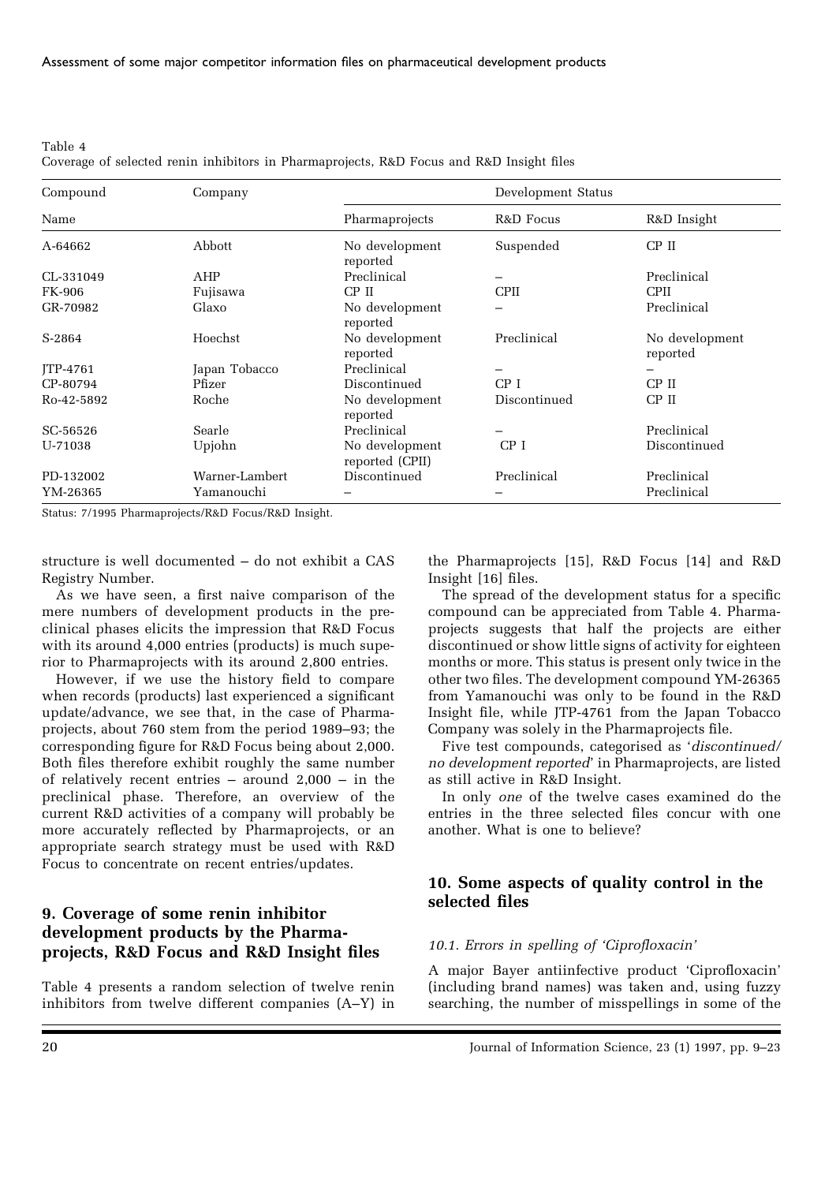Table 4
Coverage of selected renin inhibitors in Pharmaprojects, R&D Focus and R&D Insight files

| Compound | Company | Development Status | | |
|---|---|---|---|---|
| Name | | Pharmaprojects | R&D Focus | R&D Insight |
| A-64662 | Abbott | No development reported | Suspended | CP II |
| CL-331049 | AHP | Preclinical | – | Preclinical |
| FK-906 | Fujisawa | CP II | CPII | CPII |
| GR-70982 | Glaxo | No development reported | – | Preclinical |
| S-2864 | Hoechst | No development reported | Preclinical | No development reported |
| JTP-4761 | Japan Tobacco | Preclinical | – | – |
| CP-80794 | Pfizer | Discontinued | CP I | CP II |
| Ro-42-5892 | Roche | No development reported | Discontinued | CP II |
| SC-56526 | Searle | Preclinical | – | Preclinical |
| U-71038 | Upjohn | No development reported (CPII) | CP I | Discontinued |
| PD-132002 | Warner-Lambert | Discontinued | Preclinical | Preclinical |
| YM-26365 | Yamanouchi | – | – | Preclinical |

Status: 7/1995 Pharmaprojects/R&D Focus/R&D Insight.

structure is well documented – do not exhibit a CAS Registry Number.

As we have seen, a first naive comparison of the mere numbers of development products in the preclinical phases elicits the impression that R&D Focus with its around 4,000 entries (products) is much superior to Pharmaprojects with its around 2,800 entries.

However, if we use the history field to compare when records (products) last experienced a significant update/advance, we see that, in the case of Pharmaprojects, about 760 stem from the period 1989–93; the corresponding figure for R&D Focus being about 2,000. Both files therefore exhibit roughly the same number of relatively recent entries – around 2,000 – in the preclinical phase. Therefore, an overview of the current R&D activities of a company will probably be more accurately reflected by Pharmaprojects, or an appropriate search strategy must be used with R&D Focus to concentrate on recent entries/updates.

## 9. Coverage of some renin inhibitor development products by the Pharmaprojects, R&D Focus and R&D Insight files

Table 4 presents a random selection of twelve renin inhibitors from twelve different companies (A–Y) in the Pharmaprojects [15], R&D Focus [14] and R&D Insight [16] files.

The spread of the development status for a specific compound can be appreciated from Table 4. Pharmaprojects suggests that half the projects are either discontinued or show little signs of activity for eighteen months or more. This status is present only twice in the other two files. The development compound YM-26365 from Yamanouchi was only to be found in the R&D Insight file, while JTP-4761 from the Japan Tobacco Company was solely in the Pharmaprojects file.

Five test compounds, categorised as '*discontinued/no development reported*' in Pharmaprojects, are listed as still active in R&D Insight.

In only *one* of the twelve cases examined do the entries in the three selected files concur with one another. What is one to believe?

## 10. Some aspects of quality control in the selected files

### 10.1. Errors in spelling of 'Ciprofloxacin'

A major Bayer antiinfective product 'Ciprofloxacin' (including brand names) was taken and, using fuzzy searching, the number of misspellings in some of the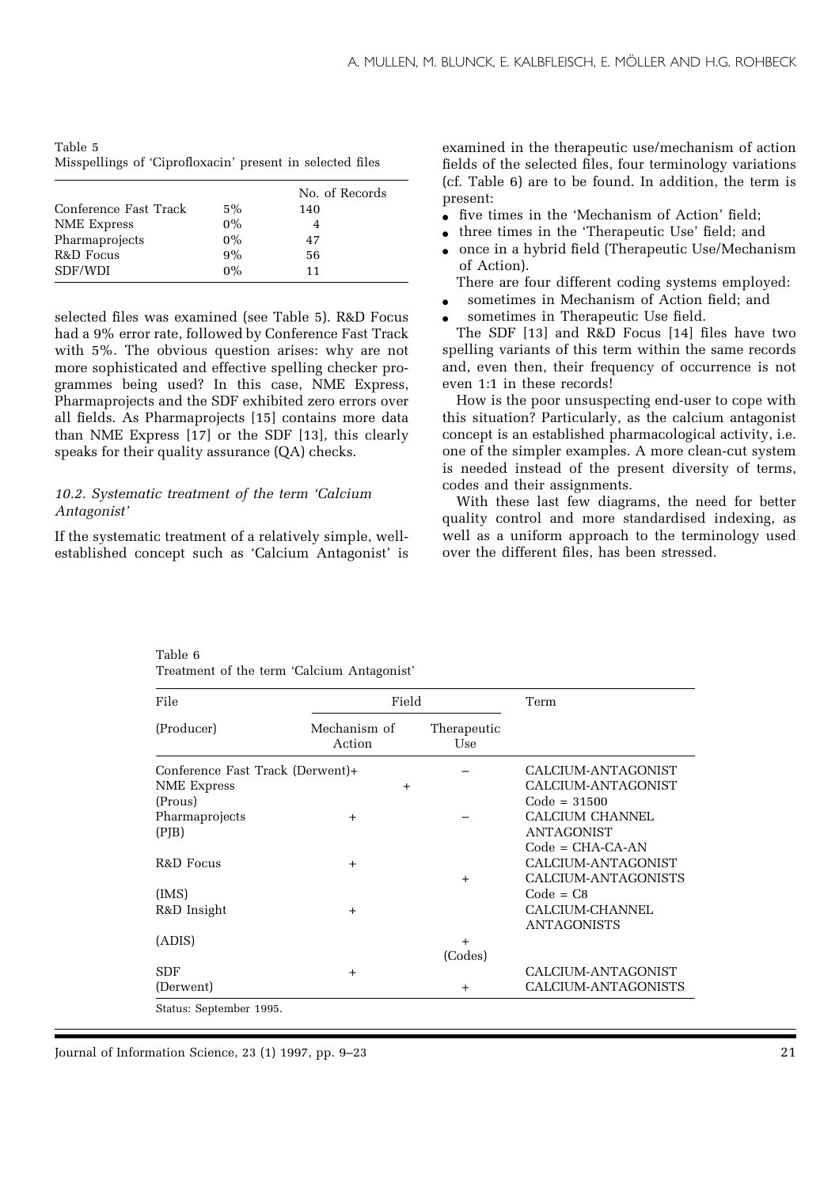Table 5
Misspellings of 'Ciprofloxacin' present in selected files

| | | No. of Records |
|---|---|---|
| Conference Fast Track | 5% | 140 |
| NME Express | 0% | 4 |
| Pharmaprojects | 0% | 47 |
| R&D Focus | 9% | 56 |
| SDF/WDI | 0% | 11 |

selected files was examined (see Table 5). R&D Focus had a 9% error rate, followed by Conference Fast Track with 5%. The obvious question arises: why are not more sophisticated and effective spelling checker programmes being used? In this case, NME Express, Pharmaprojects and the SDF exhibited zero errors over all fields. As Pharmaprojects [15] contains more data than NME Express [17] or the SDF [13], this clearly speaks for their quality assurance (QA) checks.

### *10.2. Systematic treatment of the term 'Calcium Antagonist'*

If the systematic treatment of a relatively simple, well-established concept such as 'Calcium Antagonist' is examined in the therapeutic use/mechanism of action fields of the selected files, four terminology variations (cf. Table 6) are to be found. In addition, the term is present:

- five times in the 'Mechanism of Action' field;
- three times in the 'Therapeutic Use' field; and
- once in a hybrid field (Therapeutic Use/Mechanism of Action).

There are four different coding systems employed:

- sometimes in Mechanism of Action field; and
- sometimes in Therapeutic Use field.

The SDF [13] and R&D Focus [14] files have two spelling variants of this term within the same records and, even then, their frequency of occurrence is not even 1:1 in these records!

How is the poor unsuspecting end-user to cope with this situation? Particularly, as the calcium antagonist concept is an established pharmacological activity, i.e. one of the simpler examples. A more clean-cut system is needed instead of the present diversity of terms, codes and their assignments.

With these last few diagrams, the need for better quality control and more standardised indexing, as well as a uniform approach to the terminology used over the different files, has been stressed.

Table 6
Treatment of the term 'Calcium Antagonist'

| File | Field | | Term |
|---|---|---|---|
| (Producer) | Mechanism of Action | Therapeutic Use | |
| Conference Fast Track (Derwent) | + | – | CALCIUM-ANTAGONIST |
| NME Express | | + | CALCIUM-ANTAGONIST |
| (Prous) | | | Code = 31500 |
| Pharmaprojects | + | – | CALCIUM CHANNEL ANTAGONIST |
| (PJB) | | | Code = CHA-CA-AN |
| R&D Focus | + | | CALCIUM-ANTAGONIST |
| | | + | CALCIUM-ANTAGONISTS |
| (IMS) | | | Code = C8 |
| R&D Insight | + | | CALCIUM-CHANNEL ANTAGONISTS |
| (ADIS) | | + (Codes) | |
| SDF | + | | CALCIUM-ANTAGONIST |
| (Derwent) | | + | CALCIUM-ANTAGONISTS |

Status: September 1995.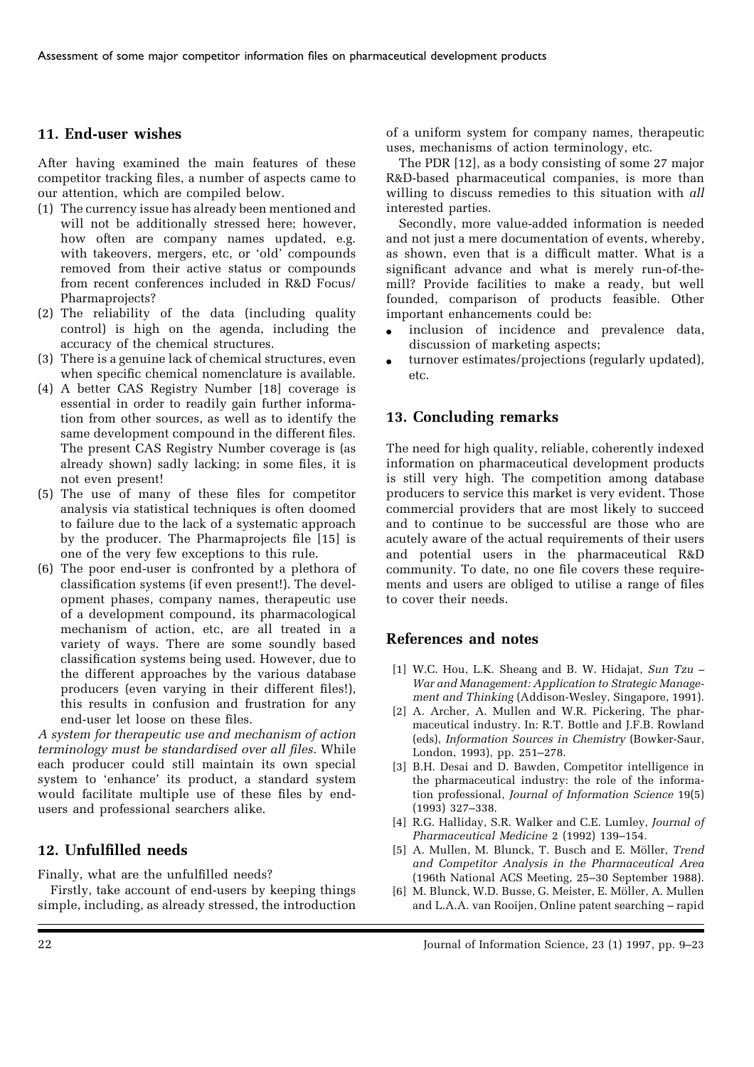## 11. End-user wishes

After having examined the main features of these competitor tracking files, a number of aspects came to our attention, which are compiled below.

(1) The currency issue has already been mentioned and will not be additionally stressed here; however, how often are company names updated, e.g. with takeovers, mergers, etc, or 'old' compounds removed from their active status or compounds from recent conferences included in R&D Focus/ Pharmaprojects?
(2) The reliability of the data (including quality control) is high on the agenda, including the accuracy of the chemical structures.
(3) There is a genuine lack of chemical structures, even when specific chemical nomenclature is available.
(4) A better CAS Registry Number [18] coverage is essential in order to readily gain further information from other sources, as well as to identify the same development compound in the different files. The present CAS Registry Number coverage is (as already shown) sadly lacking; in some files, it is not even present!
(5) The use of many of these files for competitor analysis via statistical techniques is often doomed to failure due to the lack of a systematic approach by the producer. The Pharmaprojects file [15] is one of the very few exceptions to this rule.
(6) The poor end-user is confronted by a plethora of classification systems (if even present!). The development phases, company names, therapeutic use of a development compound, its pharmacological mechanism of action, etc, are all treated in a variety of ways. There are some soundly based classification systems being used. However, due to the different approaches by the various database producers (even varying in their different files!), this results in confusion and frustration for any end-user let loose on these files.

*A system for therapeutic use and mechanism of action terminology must be standardised over all files.* While each producer could still maintain its own special system to 'enhance' its product, a standard system would facilitate multiple use of these files by end-users and professional searchers alike.

## 12. Unfulfilled needs

Finally, what are the unfulfilled needs?

Firstly, take account of end-users by keeping things simple, including, as already stressed, the introduction of a uniform system for company names, therapeutic uses, mechanisms of action terminology, etc.

The PDR [12], as a body consisting of some 27 major R&D-based pharmaceutical companies, is more than willing to discuss remedies to this situation with *all* interested parties.

Secondly, more value-added information is needed and not just a mere documentation of events, whereby, as shown, even that is a difficult matter. What is a significant advance and what is merely run-of-the-mill? Provide facilities to make a ready, but well founded, comparison of products feasible. Other important enhancements could be:

- inclusion of incidence and prevalence data, discussion of marketing aspects;
- turnover estimates/projections (regularly updated), etc.

## 13. Concluding remarks

The need for high quality, reliable, coherently indexed information on pharmaceutical development products is still very high. The competition among database producers to service this market is very evident. Those commercial providers that are most likely to succeed and to continue to be successful are those who are acutely aware of the actual requirements of their users and potential users in the pharmaceutical R&D community. To date, no one file covers these requirements and users are obliged to utilise a range of files to cover their needs.

## References and notes

[1] W.C. Hou, L.K. Sheang and B. W. Hidajat, *Sun Tzu – War and Management: Application to Strategic Management and Thinking* (Addison-Wesley, Singapore, 1991).

[2] A. Archer, A. Mullen and W.R. Pickering, The pharmaceutical industry. In: R.T. Bottle and J.F.B. Rowland (eds), *Information Sources in Chemistry* (Bowker-Saur, London, 1993), pp. 251–278.

[3] B.H. Desai and D. Bawden, Competitor intelligence in the pharmaceutical industry: the role of the information professional, *Journal of Information Science* 19(5) (1993) 327–338.

[4] R.G. Halliday, S.R. Walker and C.E. Lumley, *Journal of Pharmaceutical Medicine* 2 (1992) 139–154.

[5] A. Mullen, M. Blunck, T. Busch and E. Möller, *Trend and Competitor Analysis in the Pharmaceutical Area* (196th National ACS Meeting, 25–30 September 1988).

[6] M. Blunck, W.D. Busse, G. Meister, E. Möller, A. Mullen and L.A.A. van Rooijen, Online patent searching – rapid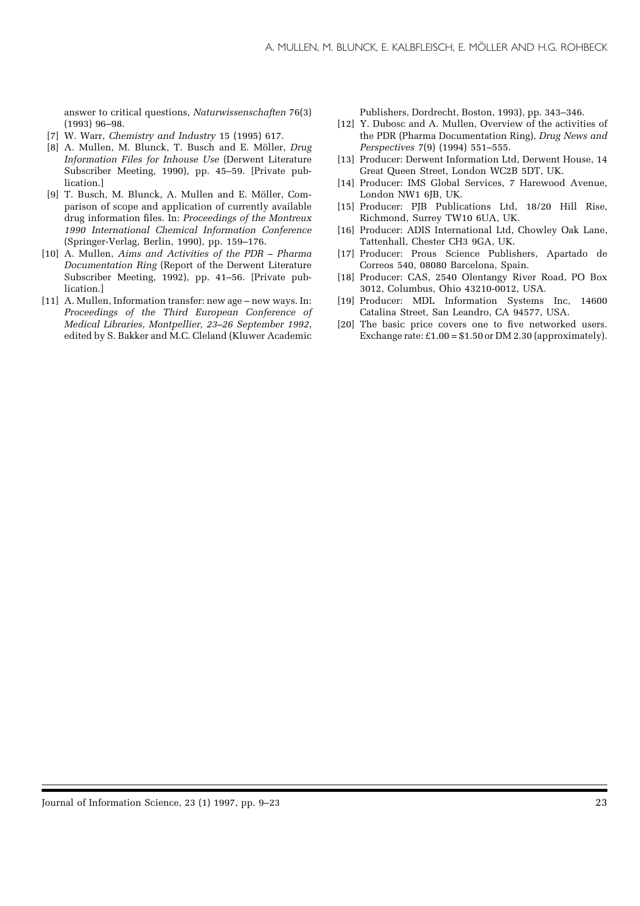answer to critical questions, *Naturwissenschaften* 76(3) (1993) 96–98.

[7] W. Warr, *Chemistry and Industry* 15 (1995) 617.

[8] A. Mullen, M. Blunck, T. Busch and E. Möller, *Drug Information Files for Inhouse Use* (Derwent Literature Subscriber Meeting, 1990), pp. 45–59. [Private publication.]

[9] T. Busch, M. Blunck, A. Mullen and E. Möller, Comparison of scope and application of currently available drug information files. In: *Proceedings of the Montreux 1990 International Chemical Information Conference* (Springer-Verlag, Berlin, 1990), pp. 159–176.

[10] A. Mullen, *Aims and Activities of the PDR – Pharma Documentation Ring* (Report of the Derwent Literature Subscriber Meeting, 1992), pp. 41–56. [Private publication.]

[11] A. Mullen, Information transfer: new age – new ways. In: *Proceedings of the Third European Conference of Medical Libraries, Montpellier, 23–26 September 1992*, edited by S. Bakker and M.C. Cleland (Kluwer Academic Publishers, Dordrecht, Boston, 1993), pp. 343–346.

[12] Y. Dubosc and A. Mullen, Overview of the activities of the PDR (Pharma Documentation Ring), *Drug News and Perspectives* 7(9) (1994) 551–555.

[13] Producer: Derwent Information Ltd, Derwent House, 14 Great Queen Street, London WC2B 5DT, UK.

[14] Producer: IMS Global Services, 7 Harewood Avenue, London NW1 6JB, UK.

[15] Producer: PJB Publications Ltd, 18/20 Hill Rise, Richmond, Surrey TW10 6UA, UK.

[16] Producer: ADIS International Ltd, Chowley Oak Lane, Tattenhall, Chester CH3 9GA, UK.

[17] Producer: Prous Science Publishers, Apartado de Correos 540, 08080 Barcelona, Spain.

[18] Producer: CAS, 2540 Olentangy River Road, PO Box 3012, Columbus, Ohio 43210-0012, USA.

[19] Producer: MDL Information Systems Inc, 14600 Catalina Street, San Leandro, CA 94577, USA.

[20] The basic price covers one to five networked users. Exchange rate: £1.00 = $1.50 or DM 2.30 (approximately).